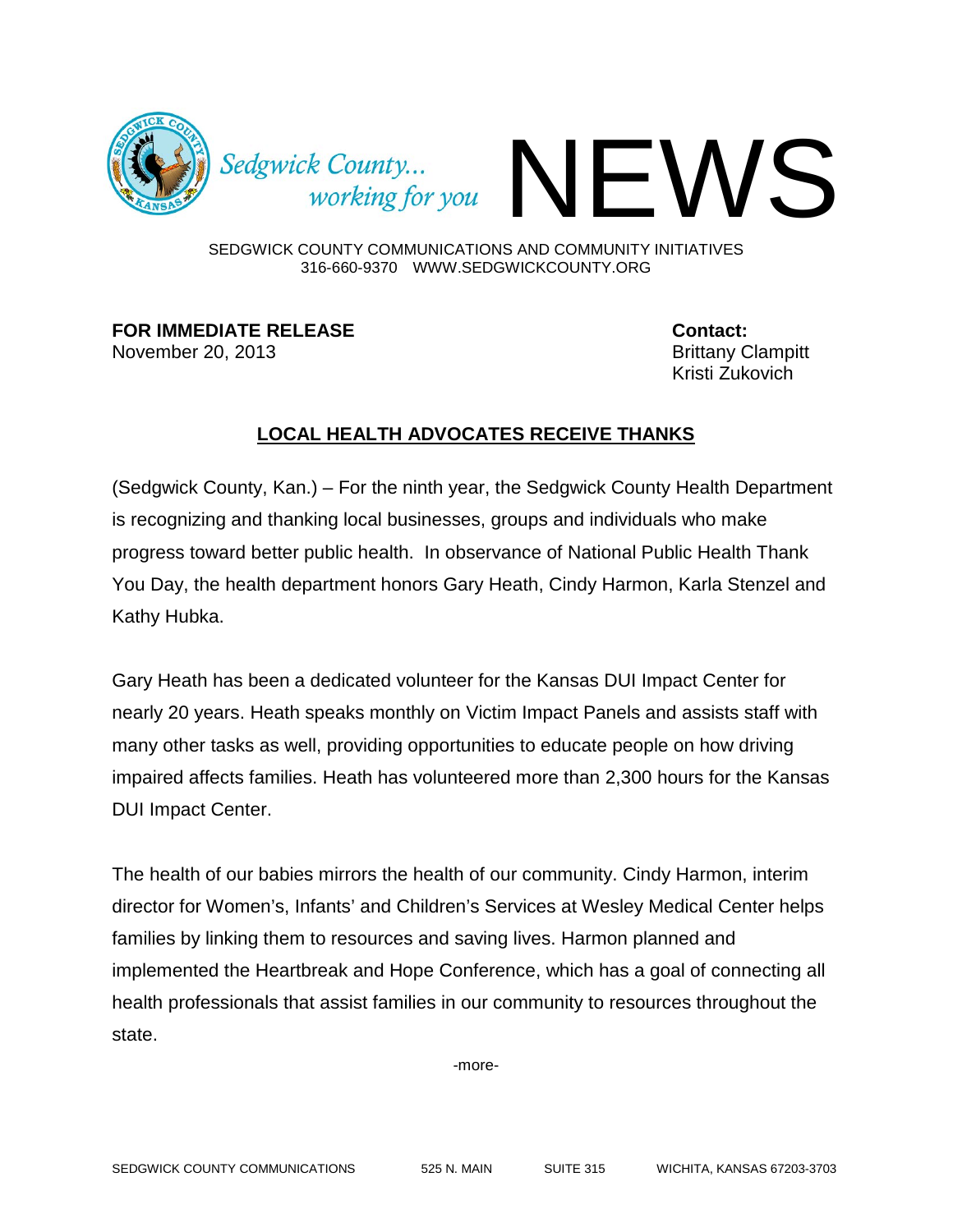Sedgwick County... working for you **NEWS**

SEDGWICK COUNTY COMMUNICATIONS AND COMMUNITY INITIATIVES
316-660-9370 WWW.SEDGWICKCOUNTY.ORG

**FOR IMMEDIATE RELEASE**
November 20, 2013

**Contact:**
Brittany Clampitt
Kristi Zukovich

## LOCAL HEALTH ADVOCATES RECEIVE THANKS

(Sedgwick County, Kan.) – For the ninth year, the Sedgwick County Health Department is recognizing and thanking local businesses, groups and individuals who make progress toward better public health. In observance of National Public Health Thank You Day, the health department honors Gary Heath, Cindy Harmon, Karla Stenzel and Kathy Hubka.

Gary Heath has been a dedicated volunteer for the Kansas DUI Impact Center for nearly 20 years. Heath speaks monthly on Victim Impact Panels and assists staff with many other tasks as well, providing opportunities to educate people on how driving impaired affects families. Heath has volunteered more than 2,300 hours for the Kansas DUI Impact Center.

The health of our babies mirrors the health of our community. Cindy Harmon, interim director for Women's, Infants' and Children's Services at Wesley Medical Center helps families by linking them to resources and saving lives. Harmon planned and implemented the Heartbreak and Hope Conference, which has a goal of connecting all health professionals that assist families in our community to resources throughout the state.

-more-

SEDGWICK COUNTY COMMUNICATIONS 525 N. MAIN SUITE 315 WICHITA, KANSAS 67203-3703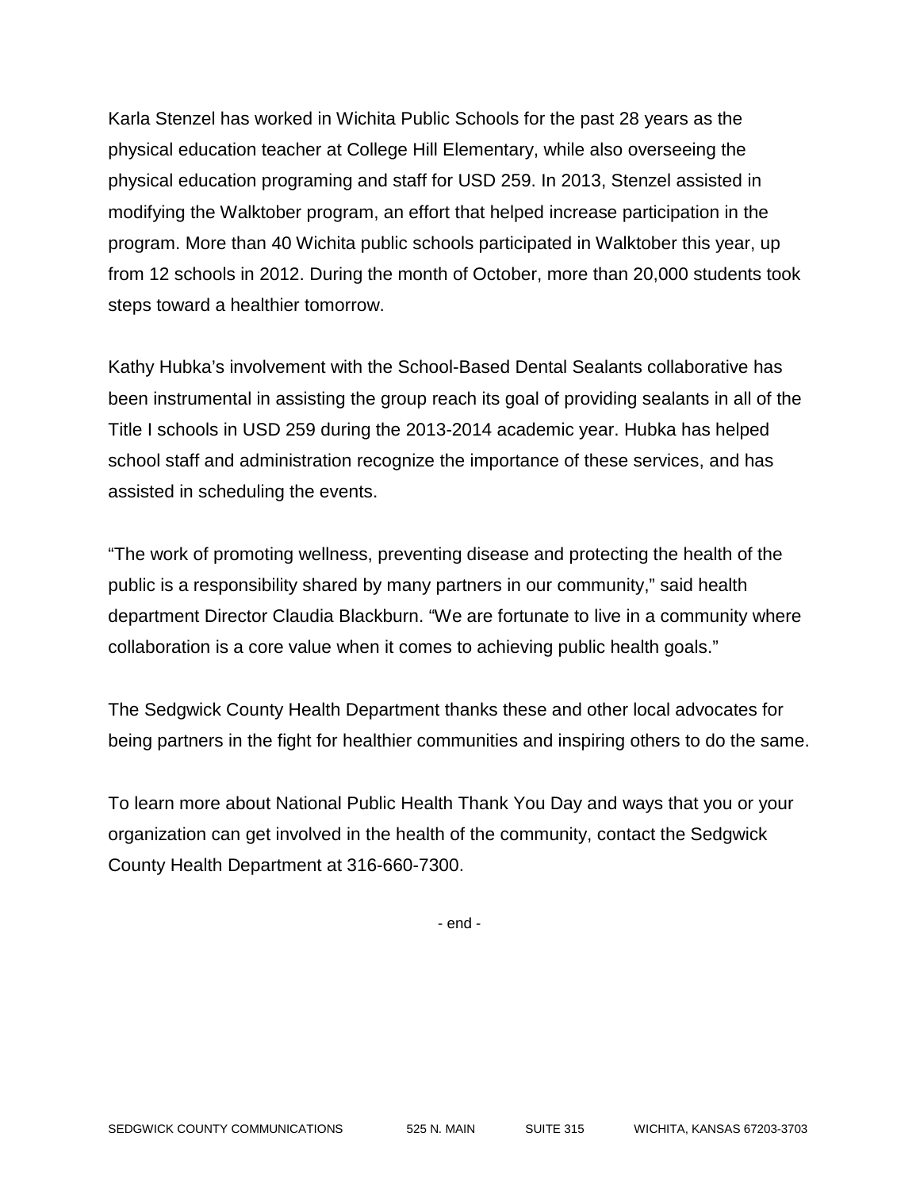Karla Stenzel has worked in Wichita Public Schools for the past 28 years as the physical education teacher at College Hill Elementary, while also overseeing the physical education programing and staff for USD 259. In 2013, Stenzel assisted in modifying the Walktober program, an effort that helped increase participation in the program. More than 40 Wichita public schools participated in Walktober this year, up from 12 schools in 2012. During the month of October, more than 20,000 students took steps toward a healthier tomorrow.

Kathy Hubka's involvement with the School-Based Dental Sealants collaborative has been instrumental in assisting the group reach its goal of providing sealants in all of the Title I schools in USD 259 during the 2013-2014 academic year. Hubka has helped school staff and administration recognize the importance of these services, and has assisted in scheduling the events.

"The work of promoting wellness, preventing disease and protecting the health of the public is a responsibility shared by many partners in our community," said health department Director Claudia Blackburn. "We are fortunate to live in a community where collaboration is a core value when it comes to achieving public health goals."

The Sedgwick County Health Department thanks these and other local advocates for being partners in the fight for healthier communities and inspiring others to do the same.

To learn more about National Public Health Thank You Day and ways that you or your organization can get involved in the health of the community, contact the Sedgwick County Health Department at 316-660-7300.

- end -